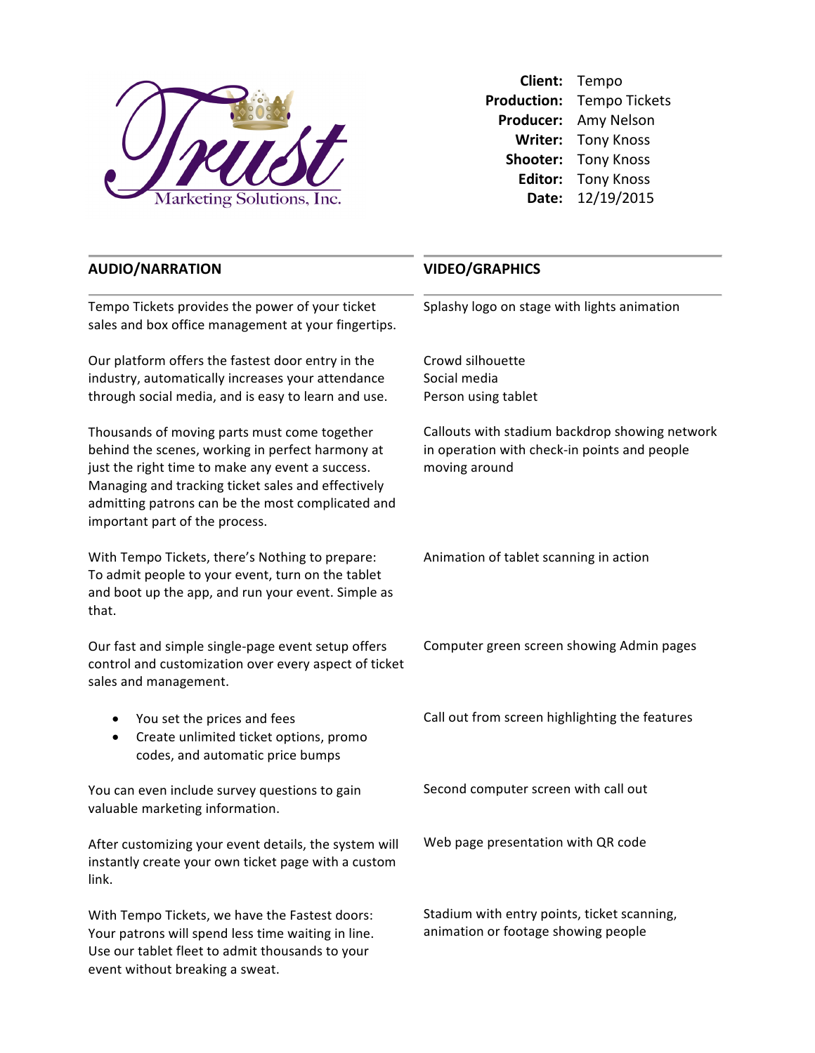Trust Marketing Solutions, Inc.

**Client:** Tempo
**Production:** Tempo Tickets
**Producer:** Amy Nelson
**Writer:** Tony Knoss
**Shooter:** Tony Knoss
**Editor:** Tony Knoss
**Date:** 12/19/2015

| AUDIO/NARRATION | VIDEO/GRAPHICS |
| --- | --- |
| Tempo Tickets provides the power of your ticket sales and box office management at your fingertips. | Splashy logo on stage with lights animation |
| Our platform offers the fastest door entry in the industry, automatically increases your attendance through social media, and is easy to learn and use. | Crowd silhouette<br>Social media<br>Person using tablet |
| Thousands of moving parts must come together behind the scenes, working in perfect harmony at just the right time to make any event a success. Managing and tracking ticket sales and effectively admitting patrons can be the most complicated and important part of the process. | Callouts with stadium backdrop showing network in operation with check-in points and people moving around |
| With Tempo Tickets, there's Nothing to prepare: To admit people to your event, turn on the tablet and boot up the app, and run your event. Simple as that. | Animation of tablet scanning in action |
| Our fast and simple single-page event setup offers control and customization over every aspect of ticket sales and management. | Computer green screen showing Admin pages |
| • You set the prices and fees<br>• Create unlimited ticket options, promo codes, and automatic price bumps | Call out from screen highlighting the features |
| You can even include survey questions to gain valuable marketing information. | Second computer screen with call out |
| After customizing your event details, the system will instantly create your own ticket page with a custom link. | Web page presentation with QR code |
| With Tempo Tickets, we have the Fastest doors: Your patrons will spend less time waiting in line. Use our tablet fleet to admit thousands to your event without breaking a sweat. | Stadium with entry points, ticket scanning, animation or footage showing people |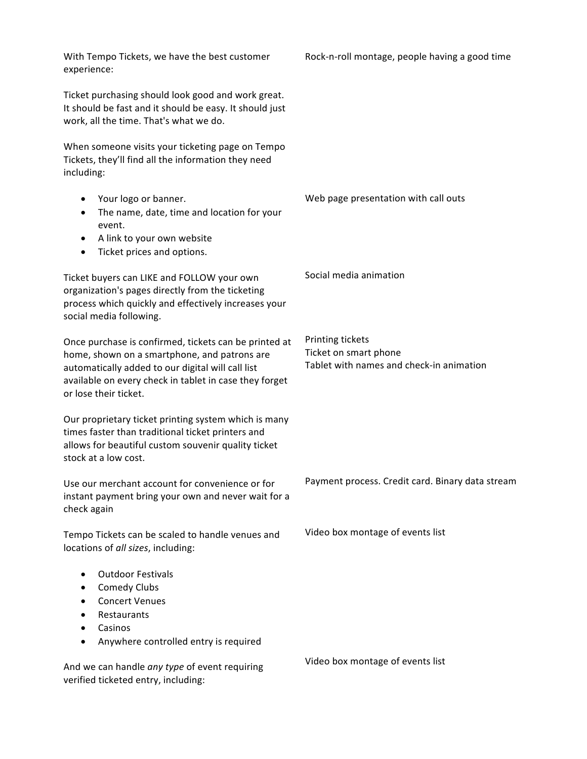| | |
|---|---|
| With Tempo Tickets, we have the best customer experience:<br><br>Ticket purchasing should look good and work great. It should be fast and it should be easy. It should just work, all the time. That's what we do.<br><br>When someone visits your ticketing page on Tempo Tickets, they'll find all the information they need including: | Rock-n-roll montage, people having a good time |
| • Your logo or banner.<br>• The name, date, time and location for your event.<br>• A link to your own website<br>• Ticket prices and options. | Web page presentation with call outs |
| Ticket buyers can LIKE and FOLLOW your own organization's pages directly from the ticketing process which quickly and effectively increases your social media following. | Social media animation |
| Once purchase is confirmed, tickets can be printed at home, shown on a smartphone, and patrons are automatically added to our digital will call list available on every check in tablet in case they forget or lose their ticket.<br><br>Our proprietary ticket printing system which is many times faster than traditional ticket printers and allows for beautiful custom souvenir quality ticket stock at a low cost. | Printing tickets<br>Ticket on smart phone<br>Tablet with names and check-in animation |
| Use our merchant account for convenience or for instant payment bring your own and never wait for a check again | Payment process. Credit card. Binary data stream |
| Tempo Tickets can be scaled to handle venues and locations of *all sizes*, including:<br><br>• Outdoor Festivals<br>• Comedy Clubs<br>• Concert Venues<br>• Restaurants<br>• Casinos<br>• Anywhere controlled entry is required | Video box montage of events list |
| And we can handle *any type* of event requiring verified ticketed entry, including: | Video box montage of events list |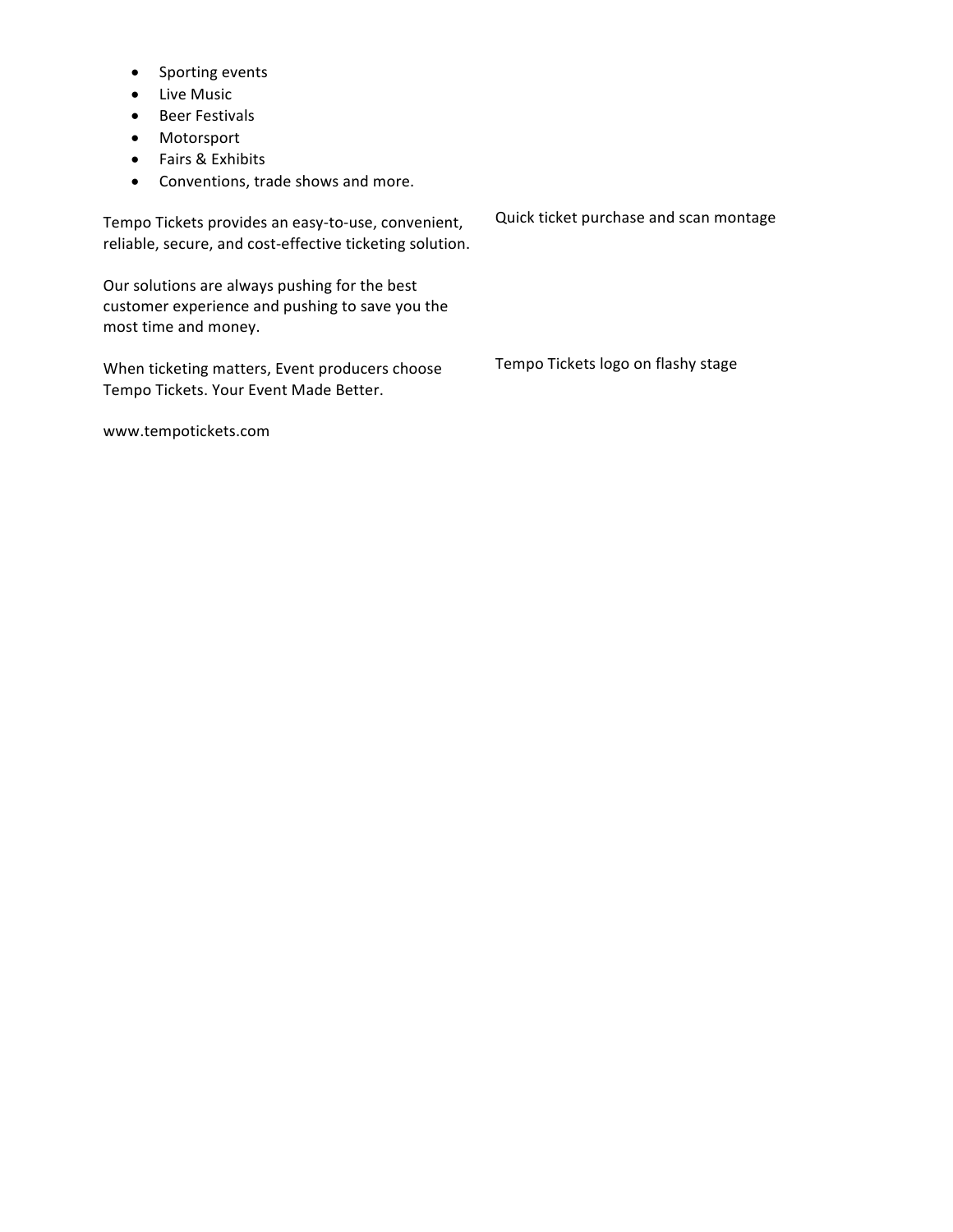- Sporting events
- Live Music
- Beer Festivals
- Motorsport
- Fairs & Exhibits
- Conventions, trade shows and more.

| | |
|---|---|
| Tempo Tickets provides an easy-to-use, convenient, reliable, secure, and cost-effective ticketing solution. | Quick ticket purchase and scan montage |
| Our solutions are always pushing for the best customer experience and pushing to save you the most time and money. | |
| When ticketing matters, Event producers choose Tempo Tickets. Your Event Made Better. | Tempo Tickets logo on flashy stage |
| www.tempotickets.com | |